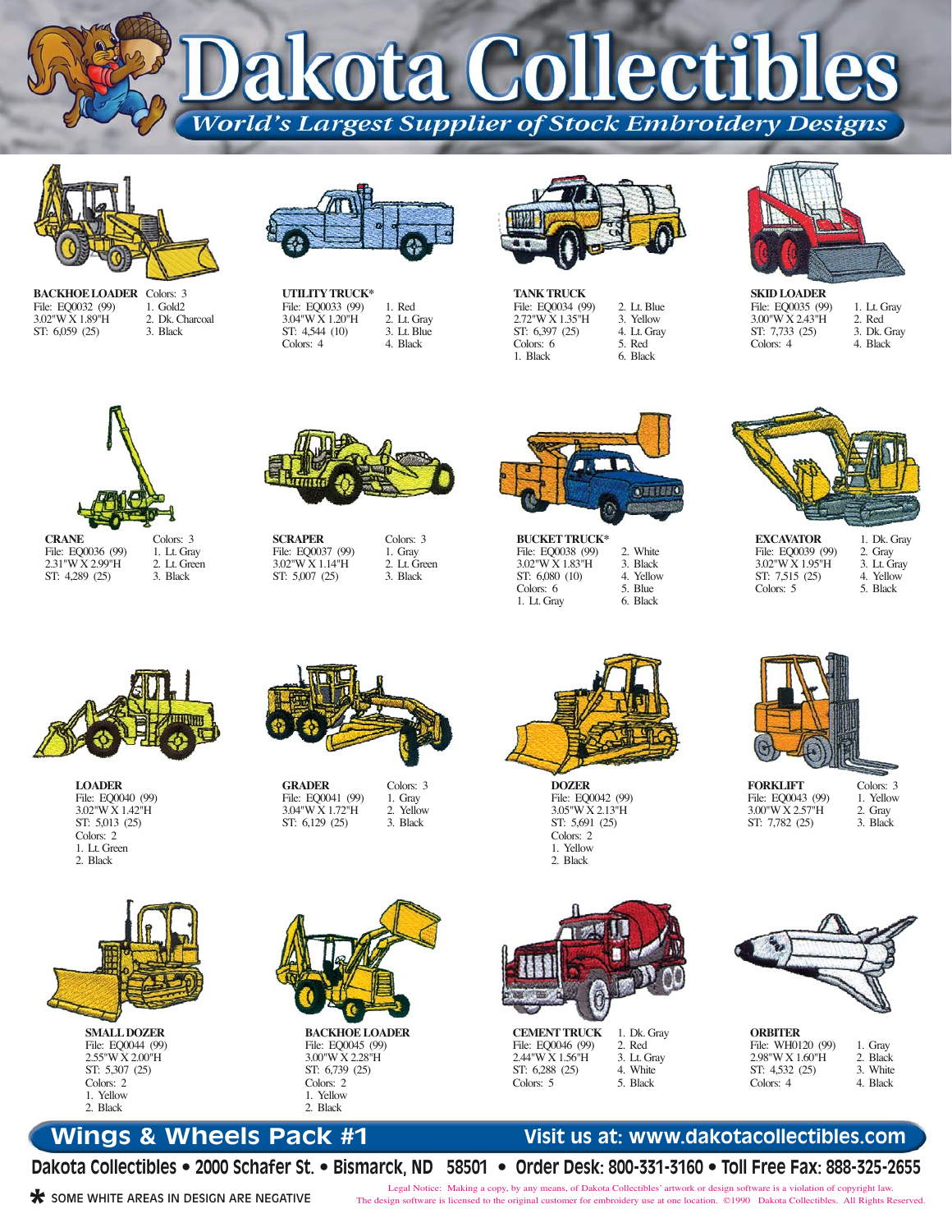# Dakota Collectibles

*World's Largest Supplier of Stock Embroidery Designs*

**BACKHOE LOADER**
File: EQ0032 (99)
3.02"W X 1.89"H
ST: 6,059 (25)
Colors: 3
1. Gold2
2. Dk. Charcoal
3. Black

**UTILITY TRUCK***
File: EQ0033 (99)
3.04"W X 1.20"H
ST: 4,544 (10)
Colors: 4
1. Red
2. Lt. Gray
3. Lt. Blue
4. Black

**TANK TRUCK**
File: EQ0034 (99)
2.72"W X 1.35"H
ST: 6,397 (25)
Colors: 6
1. Black
2. Lt. Blue
3. Yellow
4. Lt. Gray
5. Red
6. Black

**SKID LOADER**
File: EQ0035 (99)
3.00"W X 2.43"H
ST: 7,733 (25)
Colors: 4
1. Lt. Gray
2. Red
3. Dk. Gray
4. Black

**CRANE**
File: EQ0036 (99)
2.31"W X 2.99"H
ST: 4,289 (25)
Colors: 3
1. Lt. Gray
2. Lt. Green
3. Black

**SCRAPER**
File: EQ0037 (99)
3.02"W X 1.14"H
ST: 5,007 (25)
Colors: 3
1. Gray
2. Lt. Green
3. Black

**BUCKET TRUCK***
File: EQ0038 (99)
3.02"W X 1.83"H
ST: 6,080 (10)
Colors: 6
1. Lt. Gray
2. White
3. Black
4. Yellow
5. Blue
6. Black

**EXCAVATOR**
File: EQ0039 (99)
3.02"W X 1.95"H
ST: 7,515 (25)
Colors: 5
1. Dk. Gray
2. Gray
3. Lt. Gray
4. Yellow
5. Black

**LOADER**
File: EQ0040 (99)
3.02"W X 1.42"H
ST: 5,013 (25)
Colors: 2
1. Lt. Green
2. Black

**GRADER**
File: EQ0041 (99)
3.04"W X 1.72"H
ST: 6,129 (25)
Colors: 3
1. Gray
2. Yellow
3. Black

**DOZER**
File: EQ0042 (99)
3.05"W X 2.13"H
ST: 5,691 (25)
Colors: 2
1. Yellow
2. Black

**FORKLIFT**
File: EQ0043 (99)
3.00"W X 2.57"H
ST: 7,782 (25)
Colors: 3
1. Yellow
2. Gray
3. Black

**SMALL DOZER**
File: EQ0044 (99)
2.55"W X 2.00"H
ST: 5,307 (25)
Colors: 2
1. Yellow
2. Black

**BACKHOE LOADER**
File: EQ0045 (99)
3.00"W X 2.28"H
ST: 6,739 (25)
Colors: 2
1. Yellow
2. Black

**CEMENT TRUCK**
File: EQ0046 (99)
2.44"W X 1.56"H
ST: 6,288 (25)
Colors: 5
1. Dk. Gray
2. Red
3. Lt. Gray
4. White
5. Black

**ORBITER**
File: WH0120 (99)
2.98"W X 1.60"H
ST: 4,532 (25)
Colors: 4
1. Gray
2. Black
3. White
4. Black

## Wings & Wheels Pack #1

Visit us at: www.dakotacollectibles.com

Dakota Collectibles • 2000 Schafer St. • Bismarck, ND 58501 • Order Desk: 800-331-3160 • Toll Free Fax: 888-325-2655

* SOME WHITE AREAS IN DESIGN ARE NEGATIVE

Legal Notice: Making a copy, by any means, of Dakota Collectibles' artwork or design software is a violation of copyright law. The design software is licensed to the original customer for embroidery use at one location. ©1990 Dakota Collectibles. All Rights Reserved.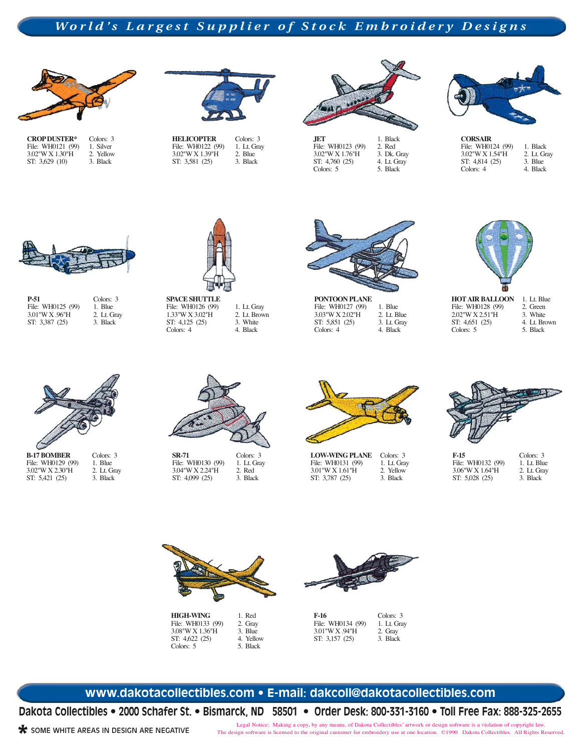*World's Largest Supplier of Stock Embroidery Designs*

**CROP DUSTER***
File: WH0121 (99)
3.02"W X 1.30"H
ST: 3,629 (10)
Colors: 3
1. Silver
2. Yellow
3. Black

**HELICOPTER**
File: WH0122 (99)
3.02"W X 1.39"H
ST: 3,581 (25)
Colors: 3
1. Lt. Gray
2. Blue
3. Black

**JET**
File: WH0123 (99)
3.02"W X 1.76"H
ST: 4,760 (25)
Colors: 5
1. Black
2. Red
3. Dk. Gray
4. Lt. Gray
5. Black

**CORSAIR**
File: WH0124 (99)
3.02"W X 1.54"H
ST: 4,814 (25)
Colors: 4
1. Black
2. Lt. Gray
3. Blue
4. Black

**P-51**
File: WH0125 (99)
3.01"W X .96"H
ST: 3,387 (25)
Colors: 3
1. Blue
2. Lt. Gray
3. Black

**SPACE SHUTTLE**
File: WH0126 (99)
1.33"W X 3.02"H
ST: 4,125 (25)
Colors: 4
1. Lt. Gray
2. Lt. Brown
3. White
4. Black

**PONTOON PLANE**
File: WH0127 (99)
3.03"W X 2.02"H
ST: 5,851 (25)
Colors: 4
1. Blue
2. Lt. Blue
3. Lt. Gray
4. Black

**HOT AIR BALLOON**
File: WH0128 (99)
2.02"W X 2.51"H
ST: 4,651 (25)
Colors: 5
1. Lt. Blue
2. Green
3. White
4. Lt. Brown
5. Black

**B-17 BOMBER**
File: WH0129 (99)
3.02"W X 2.30"H
ST: 5,421 (25)
Colors: 3
1. Blue
2. Lt. Gray
3. Black

**SR-71**
File: WH0130 (99)
3.04"W X 2.24"H
ST: 4,099 (25)
Colors: 3
1. Lt. Gray
2. Red
3. Black

**LOW-WING PLANE**
File: WH0131 (99)
3.01"W X 1.61"H
ST: 3,787 (25)
Colors: 3
1. Lt. Gray
2. Yellow
3. Black

**F-15**
File: WH0132 (99)
3.06"W X 1.64"H
ST: 5,028 (25)
Colors: 3
1. Lt. Blue
2. Lt. Gray
3. Black

**HIGH-WING**
File: WH0133 (99)
3.08"W X 1.36"H
ST: 4,622 (25)
Colors: 5
1. Red
2. Gray
3. Blue
4. Yellow
5. Black

**F-16**
File: WH0134 (99)
3.01"W X .94"H
ST: 3,157 (25)
Colors: 3
1. Lt. Gray
2. Gray
3. Black

**www.dakotacollectibles.com • E-mail: dakcoll@dakotacollectibles.com**

**Dakota Collectibles • 2000 Schafer St. • Bismarck, ND 58501 • Order Desk: 800-331-3160 • Toll Free Fax: 888-325-2655**

* SOME WHITE AREAS IN DESIGN ARE NEGATIVE

Legal Notice: Making a copy, by any means, of Dakota Collectibles' artwork or design software is a violation of copyright law. The design software is licensed to the original customer for embroidery use at one location. ©1990 Dakota Collectibles. All Rights Reserved.